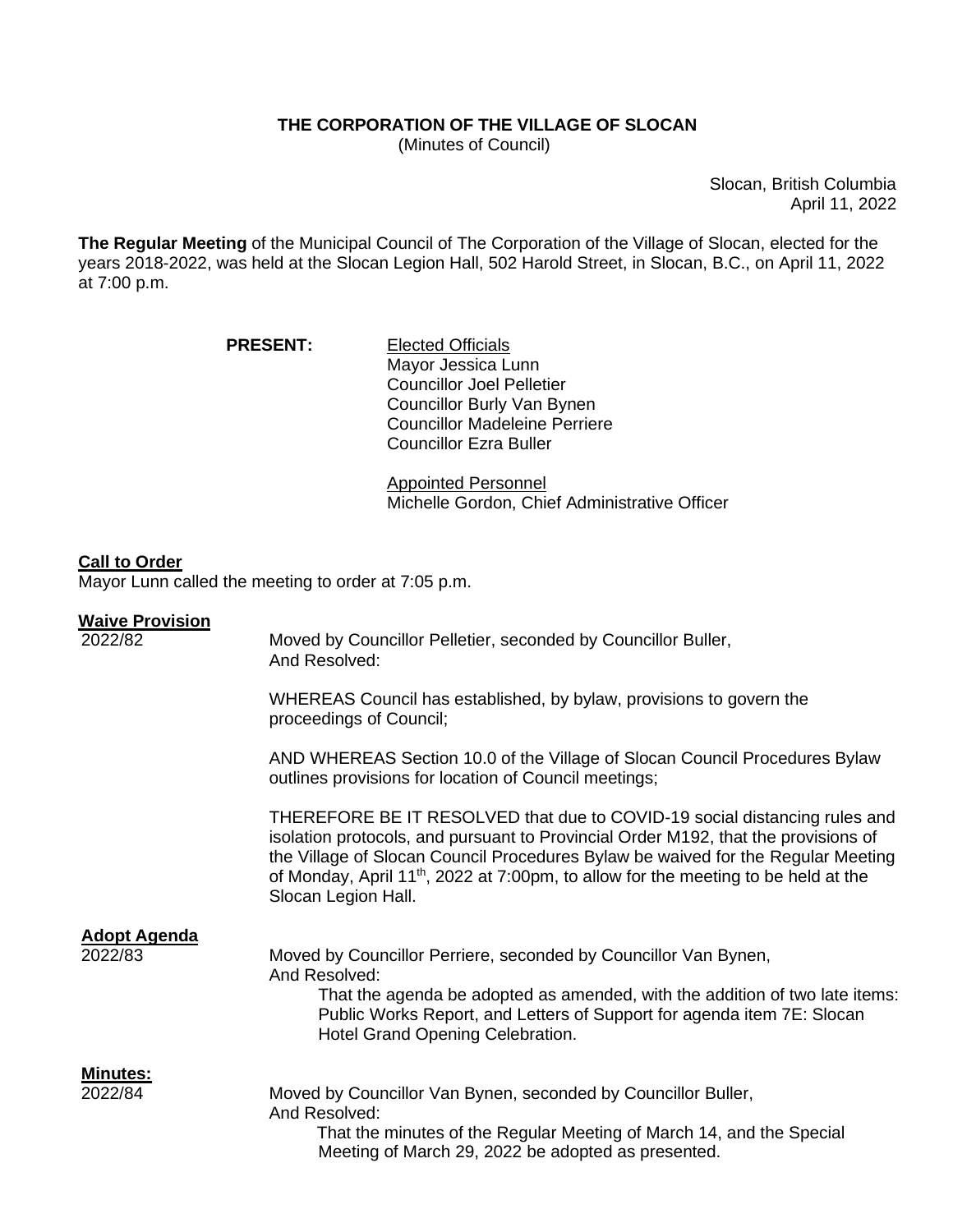# THE CORPORATION OF THE VILLAGE OF SLOCAN

(Minutes of Council)

Slocan, British Columbia
April 11, 2022

**The Regular Meeting** of the Municipal Council of The Corporation of the Village of Slocan, elected for the years 2018-2022, was held at the Slocan Legion Hall, 502 Harold Street, in Slocan, B.C., on April 11, 2022 at 7:00 p.m.

**PRESENT:**

Elected Officials
Mayor Jessica Lunn
Councillor Joel Pelletier
Councillor Burly Van Bynen
Councillor Madeleine Perriere
Councillor Ezra Buller

Appointed Personnel
Michelle Gordon, Chief Administrative Officer

**Call to Order**

Mayor Lunn called the meeting to order at 7:05 p.m.

**Waive Provision**

2022/82

Moved by Councillor Pelletier, seconded by Councillor Buller,
And Resolved:

WHEREAS Council has established, by bylaw, provisions to govern the proceedings of Council;

AND WHEREAS Section 10.0 of the Village of Slocan Council Procedures Bylaw outlines provisions for location of Council meetings;

THEREFORE BE IT RESOLVED that due to COVID-19 social distancing rules and isolation protocols, and pursuant to Provincial Order M192, that the provisions of the Village of Slocan Council Procedures Bylaw be waived for the Regular Meeting of Monday, April 11th, 2022 at 7:00pm, to allow for the meeting to be held at the Slocan Legion Hall.

**Adopt Agenda**

2022/83

Moved by Councillor Perriere, seconded by Councillor Van Bynen,
And Resolved:

That the agenda be adopted as amended, with the addition of two late items: Public Works Report, and Letters of Support for agenda item 7E: Slocan Hotel Grand Opening Celebration.

**Minutes:**

2022/84

Moved by Councillor Van Bynen, seconded by Councillor Buller,
And Resolved:

That the minutes of the Regular Meeting of March 14, and the Special Meeting of March 29, 2022 be adopted as presented.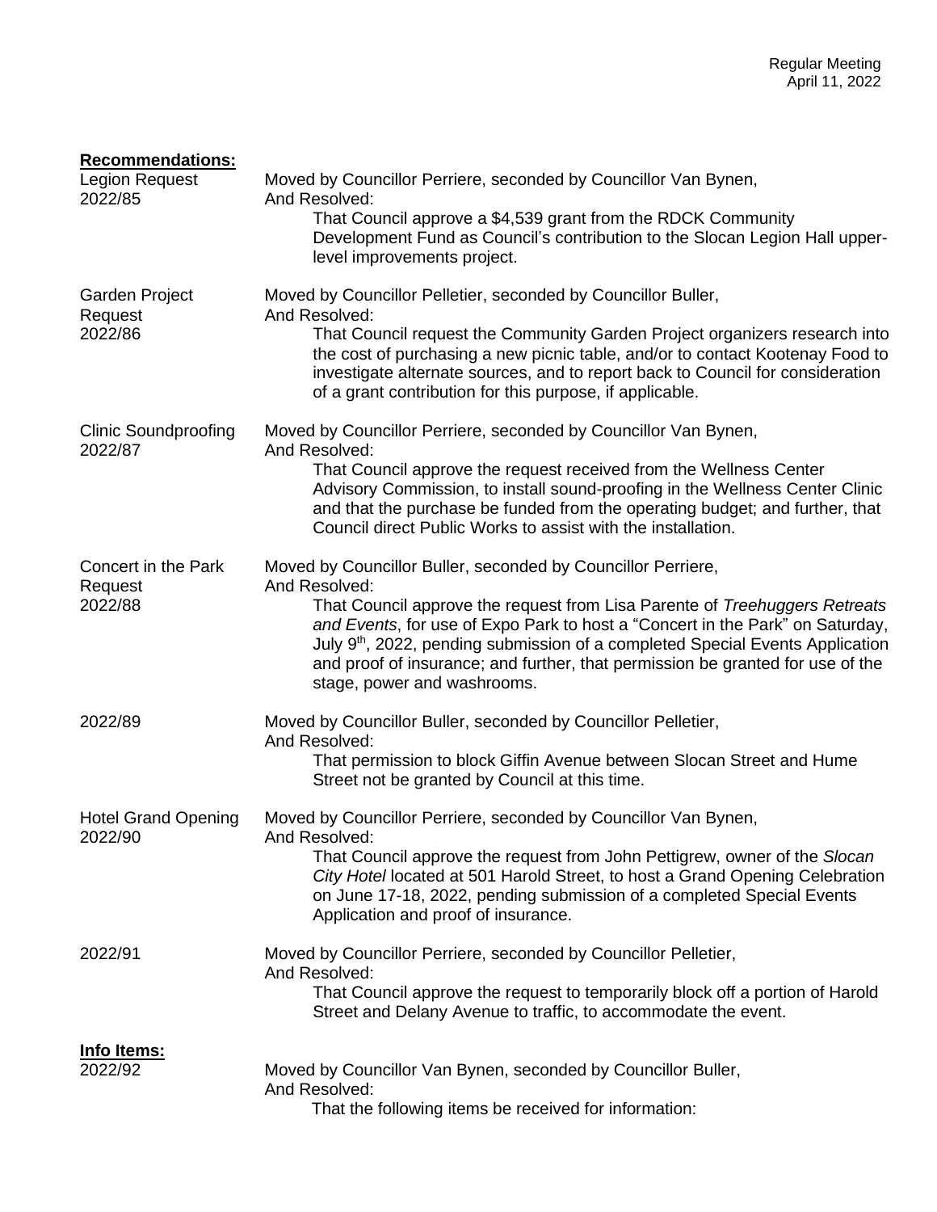**Recommendations:**

Legion Request
2022/85

Moved by Councillor Perriere, seconded by Councillor Van Bynen,
And Resolved:

That Council approve a $4,539 grant from the RDCK Community Development Fund as Council's contribution to the Slocan Legion Hall upper-level improvements project.

Garden Project Request
2022/86

Moved by Councillor Pelletier, seconded by Councillor Buller,
And Resolved:

That Council request the Community Garden Project organizers research into the cost of purchasing a new picnic table, and/or to contact Kootenay Food to investigate alternate sources, and to report back to Council for consideration of a grant contribution for this purpose, if applicable.

Clinic Soundproofing
2022/87

Moved by Councillor Perriere, seconded by Councillor Van Bynen,
And Resolved:

That Council approve the request received from the Wellness Center Advisory Commission, to install sound-proofing in the Wellness Center Clinic and that the purchase be funded from the operating budget; and further, that Council direct Public Works to assist with the installation.

Concert in the Park Request
2022/88

Moved by Councillor Buller, seconded by Councillor Perriere,
And Resolved:

That Council approve the request from Lisa Parente of *Treehuggers Retreats and Events*, for use of Expo Park to host a "Concert in the Park" on Saturday, July 9th, 2022, pending submission of a completed Special Events Application and proof of insurance; and further, that permission be granted for use of the stage, power and washrooms.

2022/89

Moved by Councillor Buller, seconded by Councillor Pelletier,
And Resolved:

That permission to block Giffin Avenue between Slocan Street and Hume Street not be granted by Council at this time.

Hotel Grand Opening
2022/90

Moved by Councillor Perriere, seconded by Councillor Van Bynen,
And Resolved:

That Council approve the request from John Pettigrew, owner of the *Slocan City Hotel* located at 501 Harold Street, to host a Grand Opening Celebration on June 17-18, 2022, pending submission of a completed Special Events Application and proof of insurance.

2022/91

Moved by Councillor Perriere, seconded by Councillor Pelletier,
And Resolved:

That Council approve the request to temporarily block off a portion of Harold Street and Delany Avenue to traffic, to accommodate the event.

**Info Items:**

2022/92

Moved by Councillor Van Bynen, seconded by Councillor Buller,
And Resolved:

That the following items be received for information: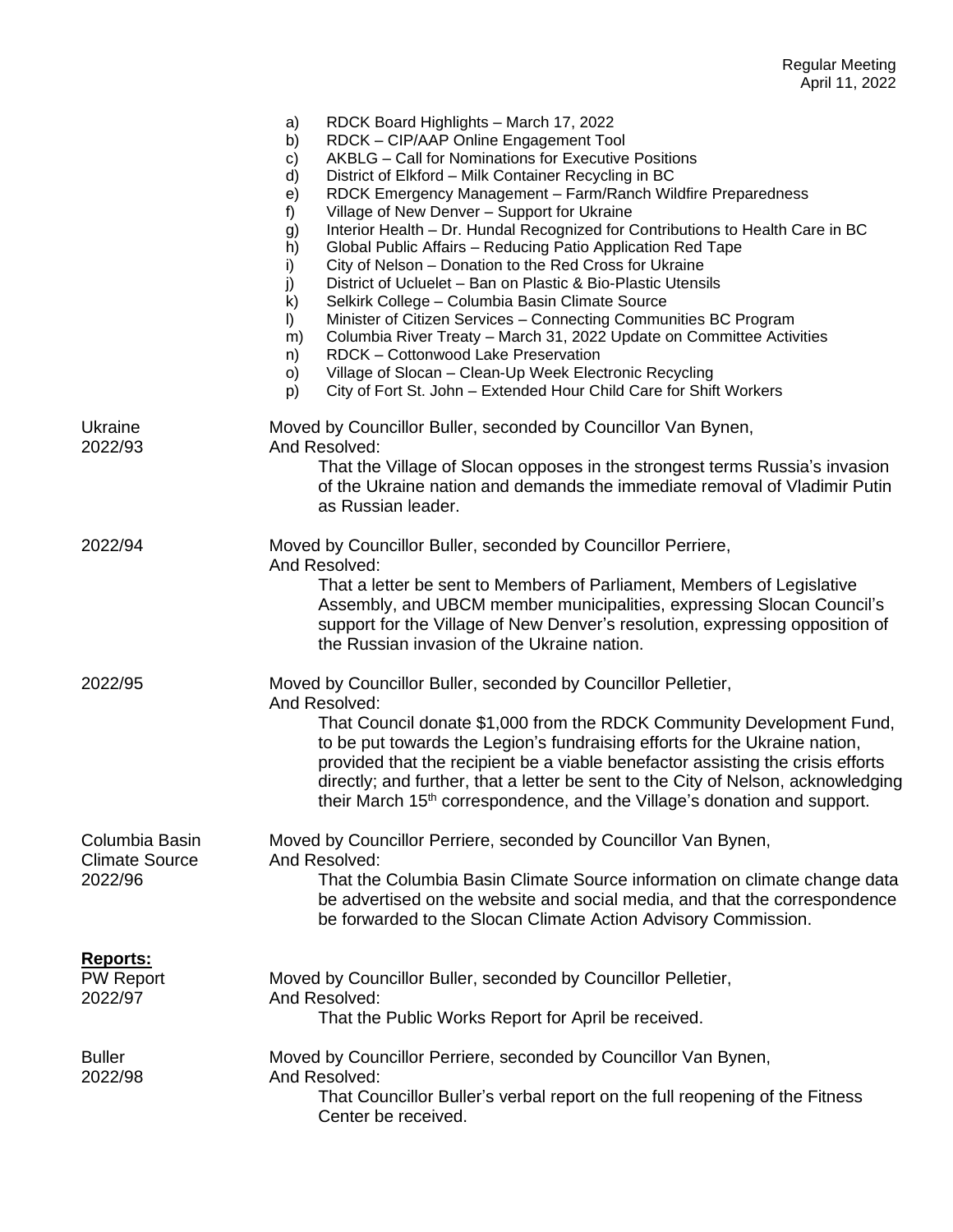a) RDCK Board Highlights – March 17, 2022
b) RDCK – CIP/AAP Online Engagement Tool
c) AKBLG – Call for Nominations for Executive Positions
d) District of Elkford – Milk Container Recycling in BC
e) RDCK Emergency Management – Farm/Ranch Wildfire Preparedness
f) Village of New Denver – Support for Ukraine
g) Interior Health – Dr. Hundal Recognized for Contributions to Health Care in BC
h) Global Public Affairs – Reducing Patio Application Red Tape
i) City of Nelson – Donation to the Red Cross for Ukraine
j) District of Ucluelet – Ban on Plastic & Bio-Plastic Utensils
k) Selkirk College – Columbia Basin Climate Source
l) Minister of Citizen Services – Connecting Communities BC Program
m) Columbia River Treaty – March 31, 2022 Update on Committee Activities
n) RDCK – Cottonwood Lake Preservation
o) Village of Slocan – Clean-Up Week Electronic Recycling
p) City of Fort St. John – Extended Hour Child Care for Shift Workers

Ukraine
2022/93

Moved by Councillor Buller, seconded by Councillor Van Bynen,
And Resolved:

That the Village of Slocan opposes in the strongest terms Russia's invasion of the Ukraine nation and demands the immediate removal of Vladimir Putin as Russian leader.

2022/94

Moved by Councillor Buller, seconded by Councillor Perriere,
And Resolved:

That a letter be sent to Members of Parliament, Members of Legislative Assembly, and UBCM member municipalities, expressing Slocan Council's support for the Village of New Denver's resolution, expressing opposition of the Russian invasion of the Ukraine nation.

2022/95

Moved by Councillor Buller, seconded by Councillor Pelletier,
And Resolved:

That Council donate $1,000 from the RDCK Community Development Fund, to be put towards the Legion's fundraising efforts for the Ukraine nation, provided that the recipient be a viable benefactor assisting the crisis efforts directly; and further, that a letter be sent to the City of Nelson, acknowledging their March 15th correspondence, and the Village's donation and support.

Columbia Basin Climate Source
2022/96

Moved by Councillor Perriere, seconded by Councillor Van Bynen,
And Resolved:

That the Columbia Basin Climate Source information on climate change data be advertised on the website and social media, and that the correspondence be forwarded to the Slocan Climate Action Advisory Commission.

**Reports:**

PW Report
2022/97

Moved by Councillor Buller, seconded by Councillor Pelletier,
And Resolved:

That the Public Works Report for April be received.

Buller
2022/98

Moved by Councillor Perriere, seconded by Councillor Van Bynen,
And Resolved:

That Councillor Buller's verbal report on the full reopening of the Fitness Center be received.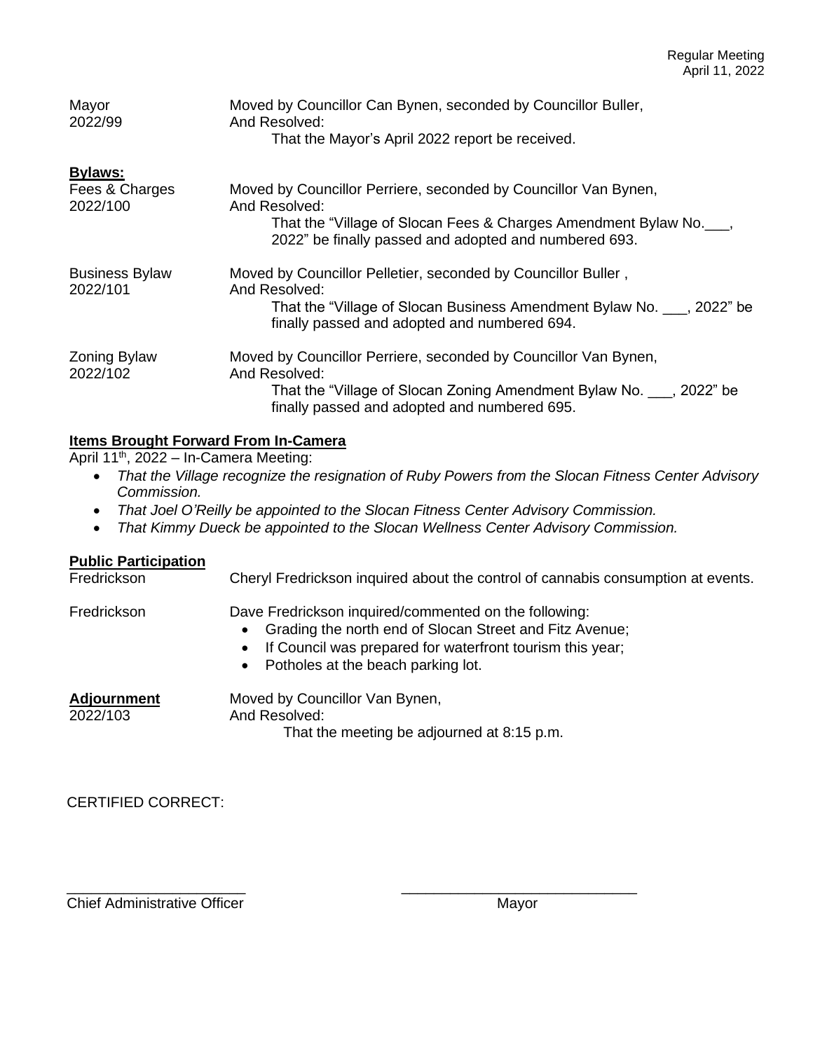| | |
|---|---|
| Mayor<br>2022/99 | Moved by Councillor Can Bynen, seconded by Councillor Buller,<br>And Resolved:<br>That the Mayor's April 2022 report be received. |

**Bylaws:**

| | |
|---|---|
| Fees & Charges<br>2022/100 | Moved by Councillor Perriere, seconded by Councillor Van Bynen,<br>And Resolved:<br>That the "Village of Slocan Fees & Charges Amendment Bylaw No.___, 2022" be finally passed and adopted and numbered 693. |
| Business Bylaw<br>2022/101 | Moved by Councillor Pelletier, seconded by Councillor Buller ,<br>And Resolved:<br>That the "Village of Slocan Business Amendment Bylaw No. ___, 2022" be finally passed and adopted and numbered 694. |
| Zoning Bylaw<br>2022/102 | Moved by Councillor Perriere, seconded by Councillor Van Bynen,<br>And Resolved:<br>That the "Village of Slocan Zoning Amendment Bylaw No. ___, 2022" be finally passed and adopted and numbered 695. |

**Items Brought Forward From In-Camera**

April 11th, 2022 – In-Camera Meeting:

- *That the Village recognize the resignation of Ruby Powers from the Slocan Fitness Center Advisory Commission.*
- *That Joel O'Reilly be appointed to the Slocan Fitness Center Advisory Commission.*
- *That Kimmy Dueck be appointed to the Slocan Wellness Center Advisory Commission.*

**Public Participation**

Fredrickson — Cheryl Fredrickson inquired about the control of cannabis consumption at events.

Fredrickson — Dave Fredrickson inquired/commented on the following:

- Grading the north end of Slocan Street and Fitz Avenue;
- If Council was prepared for waterfront tourism this year;
- Potholes at the beach parking lot.

**Adjournment**
2022/103

Moved by Councillor Van Bynen,
And Resolved:
That the meeting be adjourned at 8:15 p.m.

CERTIFIED CORRECT:

_______________________ Chief Administrative Officer

_______________________ Mayor